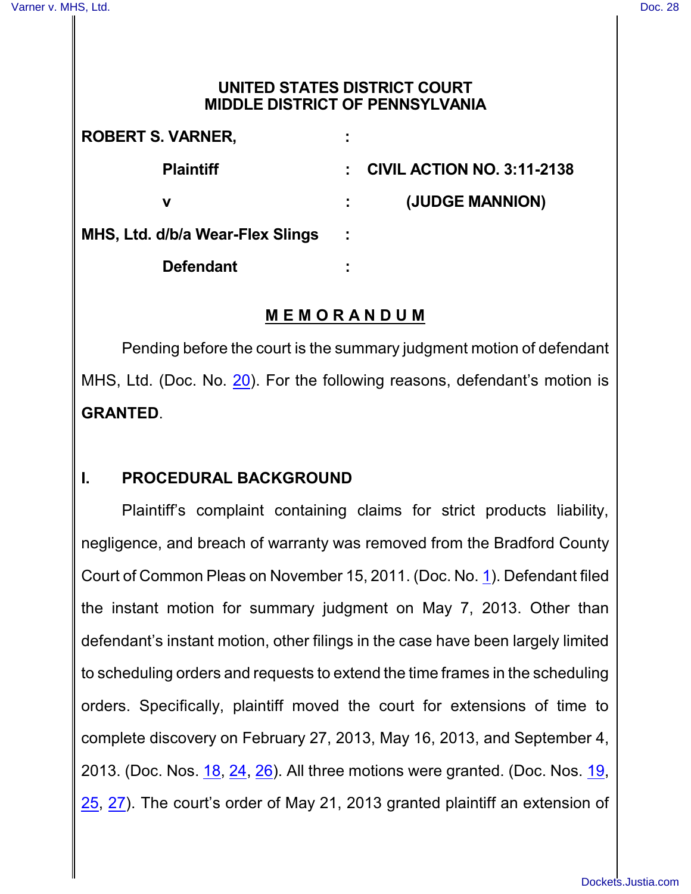**UNITED STATES DISTRICT COURT**
**MIDDLE DISTRICT OF PENNSYLVANIA**

| | | |
|---|---|---|
| **ROBERT S. VARNER,** | : | |
| **Plaintiff** | : | **CIVIL ACTION NO. 3:11-2138** |
| **v** | : | **(JUDGE MANNION)** |
| **MHS, Ltd. d/b/a Wear-Flex Slings** | : | |
| **Defendant** | : | |

## M E M O R A N D U M

Pending before the court is the summary judgment motion of defendant MHS, Ltd. (Doc. No. 20). For the following reasons, defendant's motion is **GRANTED**.

## I. PROCEDURAL BACKGROUND

Plaintiff's complaint containing claims for strict products liability, negligence, and breach of warranty was removed from the Bradford County Court of Common Pleas on November 15, 2011. (Doc. No. 1). Defendant filed the instant motion for summary judgment on May 7, 2013. Other than defendant's instant motion, other filings in the case have been largely limited to scheduling orders and requests to extend the time frames in the scheduling orders. Specifically, plaintiff moved the court for extensions of time to complete discovery on February 27, 2013, May 16, 2013, and September 4, 2013. (Doc. Nos. 18, 24, 26). All three motions were granted. (Doc. Nos. 19, 25, 27). The court's order of May 21, 2013 granted plaintiff an extension of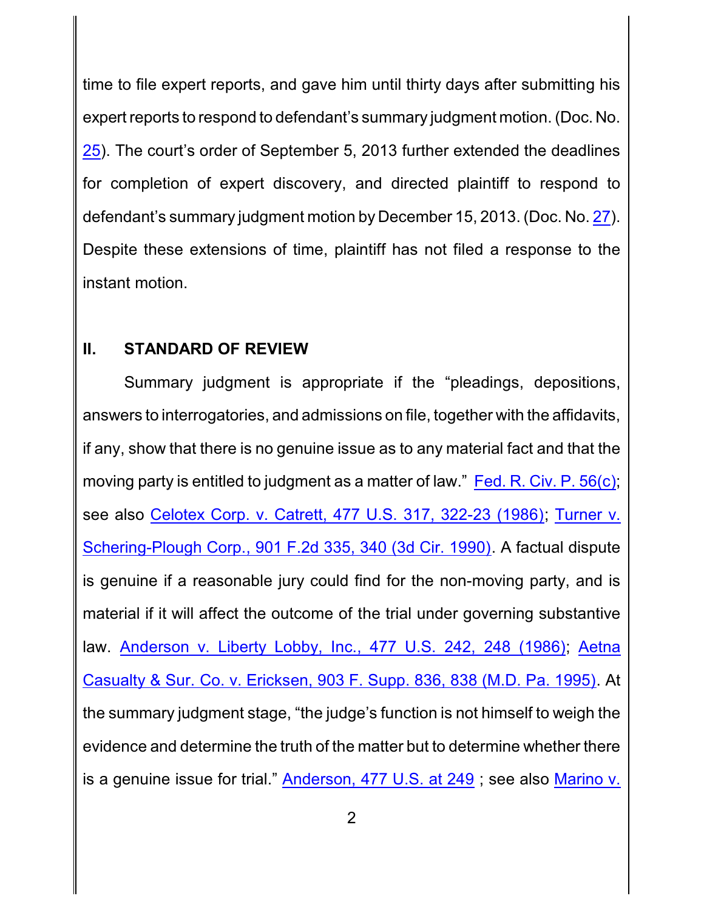time to file expert reports, and gave him until thirty days after submitting his expert reports to respond to defendant's summary judgment motion. (Doc. No. 25). The court's order of September 5, 2013 further extended the deadlines for completion of expert discovery, and directed plaintiff to respond to defendant's summary judgment motion by December 15, 2013. (Doc. No. 27). Despite these extensions of time, plaintiff has not filed a response to the instant motion.

## II. STANDARD OF REVIEW

Summary judgment is appropriate if the "pleadings, depositions, answers to interrogatories, and admissions on file, together with the affidavits, if any, show that there is no genuine issue as to any material fact and that the moving party is entitled to judgment as a matter of law." Fed. R. Civ. P. 56(c); see also Celotex Corp. v. Catrett, 477 U.S. 317, 322-23 (1986); Turner v. Schering-Plough Corp., 901 F.2d 335, 340 (3d Cir. 1990). A factual dispute is genuine if a reasonable jury could find for the non-moving party, and is material if it will affect the outcome of the trial under governing substantive law. Anderson v. Liberty Lobby, Inc., 477 U.S. 242, 248 (1986); Aetna Casualty & Sur. Co. v. Ericksen, 903 F. Supp. 836, 838 (M.D. Pa. 1995). At the summary judgment stage, "the judge's function is not himself to weigh the evidence and determine the truth of the matter but to determine whether there is a genuine issue for trial." Anderson, 477 U.S. at 249 ; see also Marino v.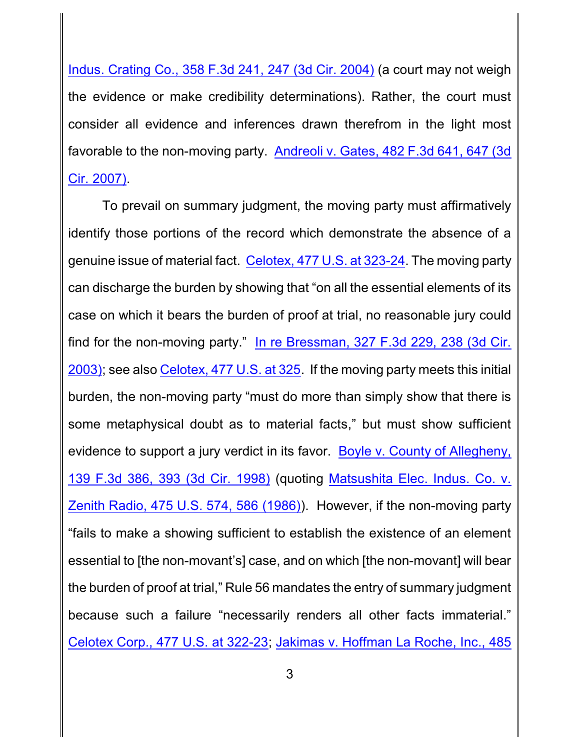Indus. Crating Co., 358 F.3d 241, 247 (3d Cir. 2004) (a court may not weigh the evidence or make credibility determinations). Rather, the court must consider all evidence and inferences drawn therefrom in the light most favorable to the non-moving party. Andreoli v. Gates, 482 F.3d 641, 647 (3d Cir. 2007).

To prevail on summary judgment, the moving party must affirmatively identify those portions of the record which demonstrate the absence of a genuine issue of material fact. Celotex, 477 U.S. at 323-24. The moving party can discharge the burden by showing that "on all the essential elements of its case on which it bears the burden of proof at trial, no reasonable jury could find for the non-moving party." In re Bressman, 327 F.3d 229, 238 (3d Cir. 2003); see also Celotex, 477 U.S. at 325. If the moving party meets this initial burden, the non-moving party "must do more than simply show that there is some metaphysical doubt as to material facts," but must show sufficient evidence to support a jury verdict in its favor. Boyle v. County of Allegheny, 139 F.3d 386, 393 (3d Cir. 1998) (quoting Matsushita Elec. Indus. Co. v. Zenith Radio, 475 U.S. 574, 586 (1986)). However, if the non-moving party "fails to make a showing sufficient to establish the existence of an element essential to [the non-movant's] case, and on which [the non-movant] will bear the burden of proof at trial," Rule 56 mandates the entry of summary judgment because such a failure "necessarily renders all other facts immaterial." Celotex Corp., 477 U.S. at 322-23; Jakimas v. Hoffman La Roche, Inc., 485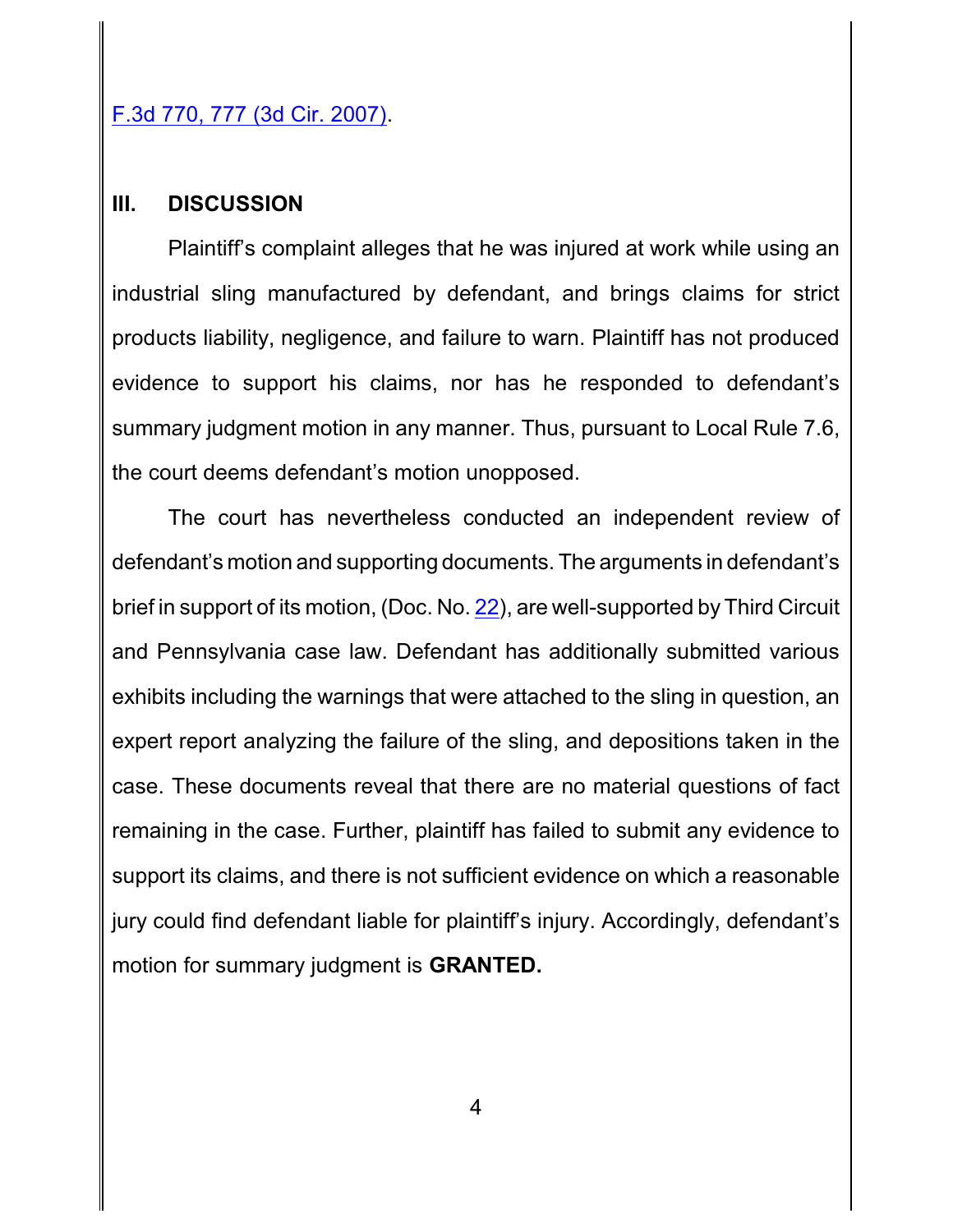F.3d 770, 777 (3d Cir. 2007).

## III. DISCUSSION

Plaintiff's complaint alleges that he was injured at work while using an industrial sling manufactured by defendant, and brings claims for strict products liability, negligence, and failure to warn. Plaintiff has not produced evidence to support his claims, nor has he responded to defendant's summary judgment motion in any manner. Thus, pursuant to Local Rule 7.6, the court deems defendant's motion unopposed.

The court has nevertheless conducted an independent review of defendant's motion and supporting documents. The arguments in defendant's brief in support of its motion, (Doc. No. 22), are well-supported by Third Circuit and Pennsylvania case law. Defendant has additionally submitted various exhibits including the warnings that were attached to the sling in question, an expert report analyzing the failure of the sling, and depositions taken in the case. These documents reveal that there are no material questions of fact remaining in the case. Further, plaintiff has failed to submit any evidence to support its claims, and there is not sufficient evidence on which a reasonable jury could find defendant liable for plaintiff's injury. Accordingly, defendant's motion for summary judgment is **GRANTED.**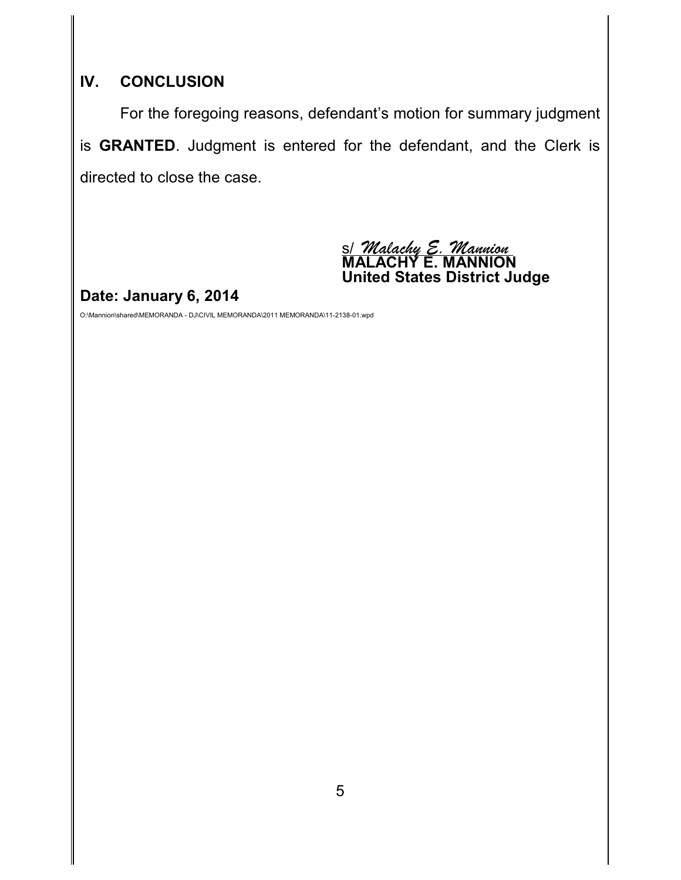## IV. CONCLUSION

For the foregoing reasons, defendant's motion for summary judgment is **GRANTED**. Judgment is entered for the defendant, and the Clerk is directed to close the case.

s/ *Malachy E. Mannion*
**MALACHY E. MANNION**
**United States District Judge**

**Date: January 6, 2014**

O:\Mannion\shared\MEMORANDA - DJ\CIVIL MEMORANDA\2011 MEMORANDA\11-2138-01.wpd